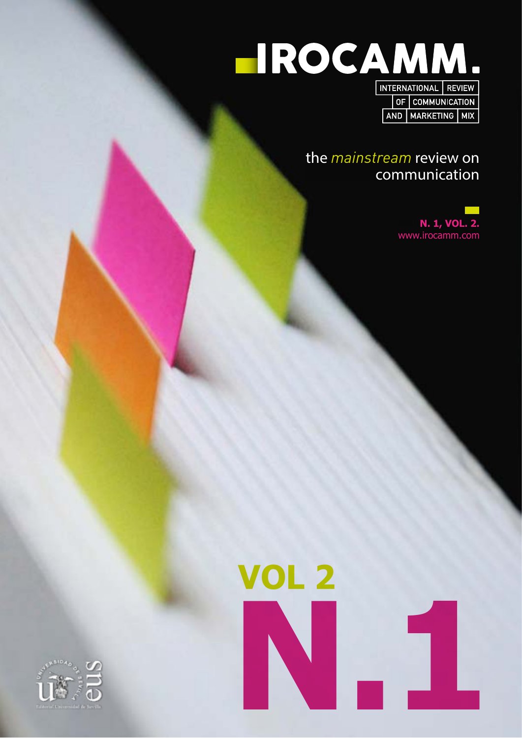# IROCAMM.

INTERNATIONAL REVIEW OF COMMUNICATION AND MARKETING MIX

the *mainstream* review on communication

**N. 1, VOL. 2.**
www.irocamm.com

**VOL 2**

**N.1**

Editorial Universidad de Sevilla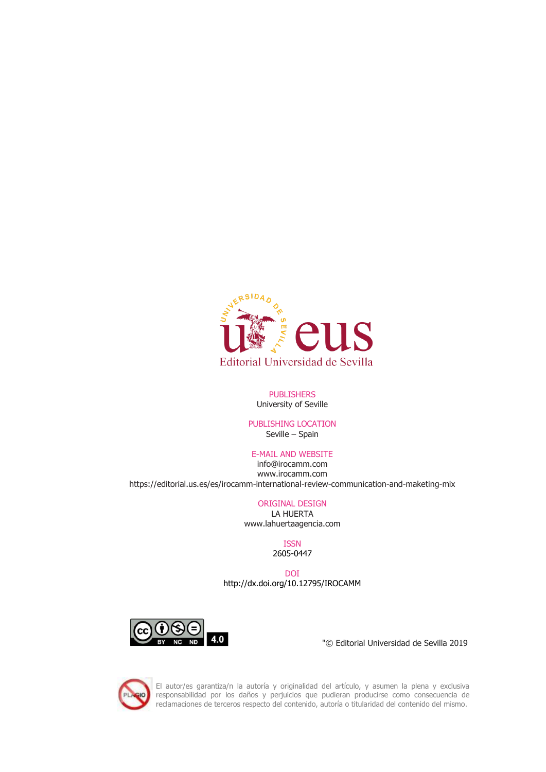Editorial Universidad de Sevilla

PUBLISHERS
University of Seville

PUBLISHING LOCATION
Seville – Spain

E-MAIL AND WEBSITE
info@irocamm.com
www.irocamm.com
https://editorial.us.es/es/irocamm-international-review-communication-and-maketing-mix

ORIGINAL DESIGN
LA HUERTA
www.lahuertaagencia.com

ISSN
2605-0447

DOI
http://dx.doi.org/10.12795/IROCAMM

"© Editorial Universidad de Sevilla 2019

El autor/es garantiza/n la autoría y originalidad del artículo, y asumen la plena y exclusiva responsabilidad por los daños y perjuicios que pudieran producirse como consecuencia de reclamaciones de terceros respecto del contenido, autoría o titularidad del contenido del mismo.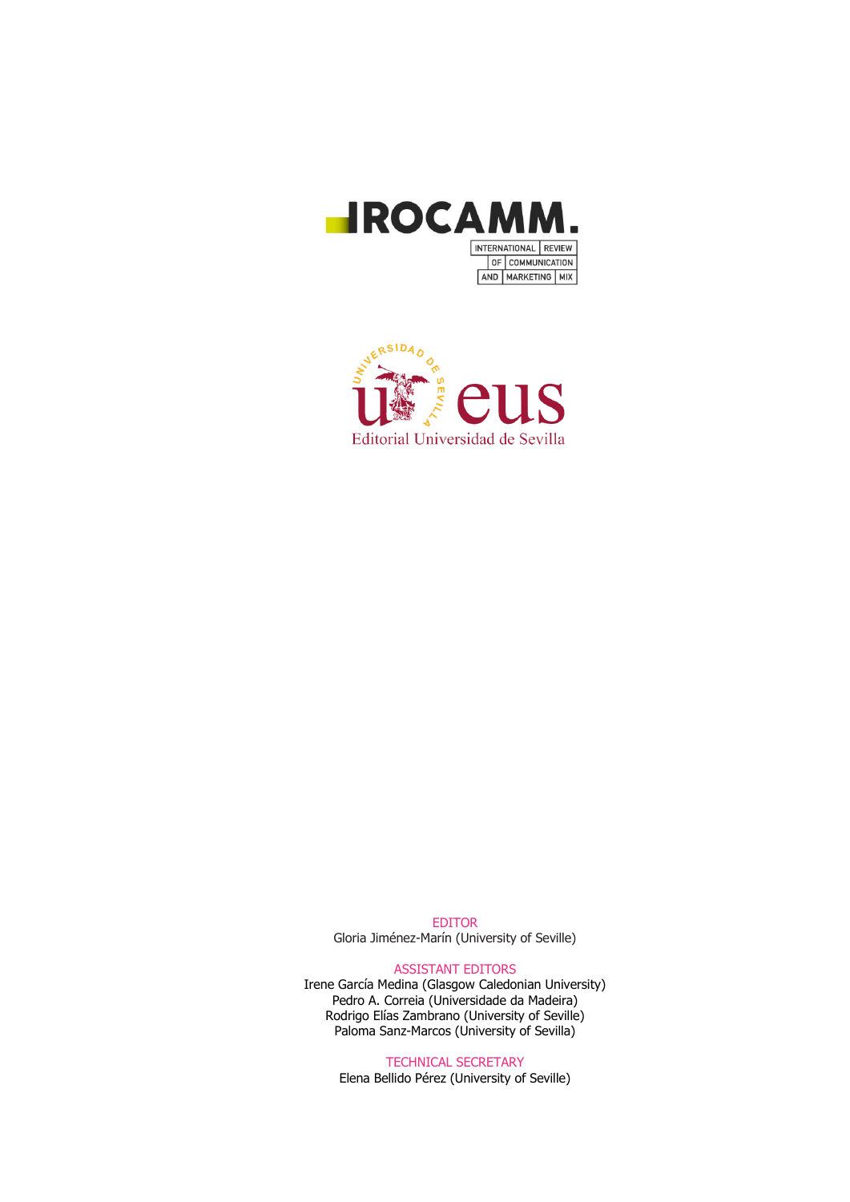IROCAMM.

INTERNATIONAL REVIEW OF COMMUNICATION AND MARKETING MIX

eus

Editorial Universidad de Sevilla

EDITOR

Gloria Jiménez-Marín (University of Seville)

ASSISTANT EDITORS

Irene García Medina (Glasgow Caledonian University)
Pedro A. Correia (Universidade da Madeira)
Rodrigo Elías Zambrano (University of Seville)
Paloma Sanz-Marcos (University of Sevilla)

TECHNICAL SECRETARY

Elena Bellido Pérez (University of Seville)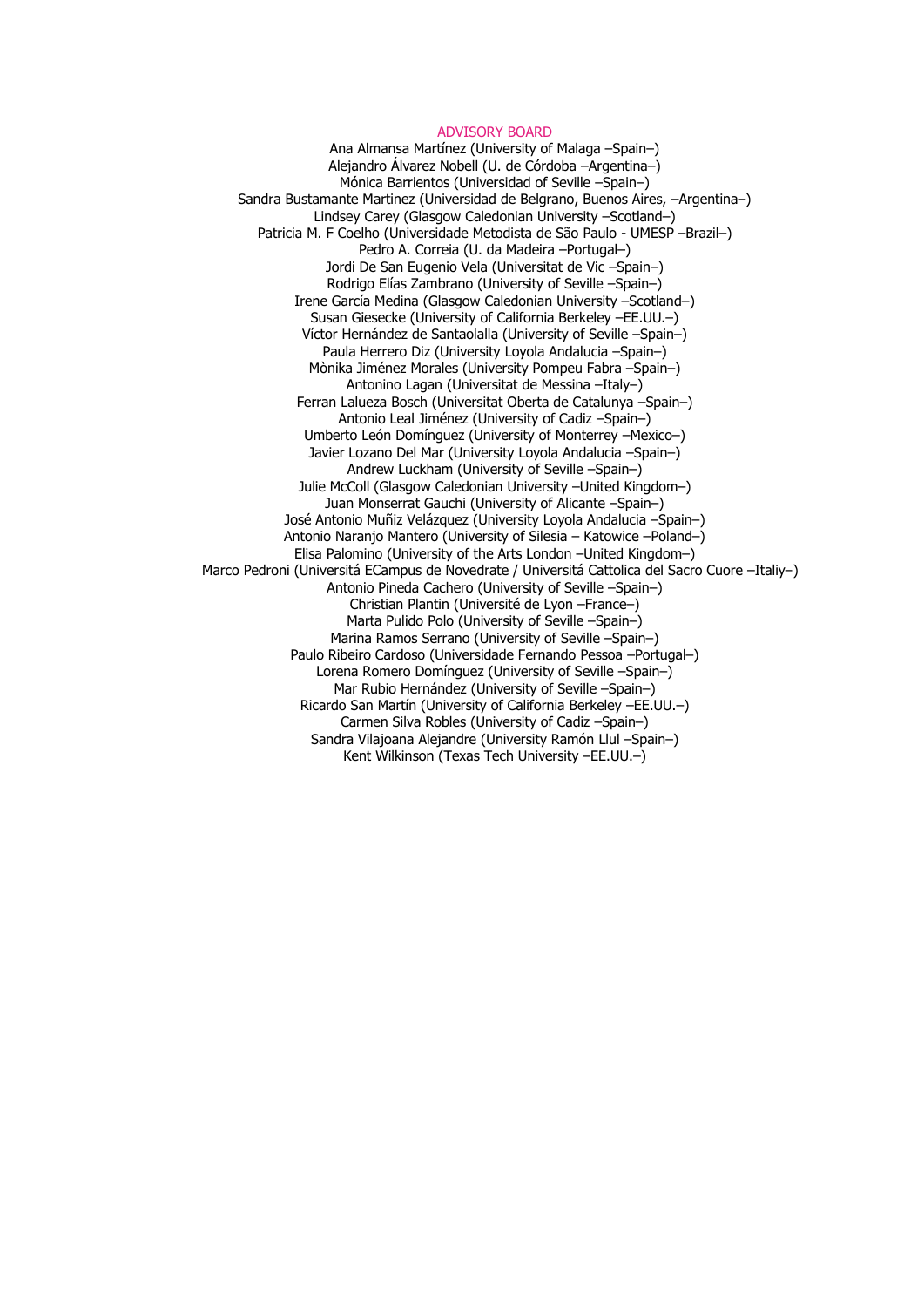## ADVISORY BOARD

Ana Almansa Martínez (University of Malaga –Spain–)
Alejandro Álvarez Nobell (U. de Córdoba –Argentina–)
Mónica Barrientos (Universidad of Seville –Spain–)
Sandra Bustamante Martinez (Universidad de Belgrano, Buenos Aires, –Argentina–)
Lindsey Carey (Glasgow Caledonian University –Scotland–)
Patricia M. F Coelho (Universidade Metodista de São Paulo - UMESP –Brazil–)
Pedro A. Correia (U. da Madeira –Portugal–)
Jordi De San Eugenio Vela (Universitat de Vic –Spain–)
Rodrigo Elías Zambrano (University of Seville –Spain–)
Irene García Medina (Glasgow Caledonian University –Scotland–)
Susan Giesecke (University of California Berkeley –EE.UU.–)
Víctor Hernández de Santaolalla (University of Seville –Spain–)
Paula Herrero Diz (University Loyola Andalucia –Spain–)
Mònika Jiménez Morales (University Pompeu Fabra –Spain–)
Antonino Lagan (Universitat de Messina –Italy–)
Ferran Lalueza Bosch (Universitat Oberta de Catalunya –Spain–)
Antonio Leal Jiménez (University of Cadiz –Spain–)
Umberto León Domínguez (University of Monterrey –Mexico–)
Javier Lozano Del Mar (University Loyola Andalucia –Spain–)
Andrew Luckham (University of Seville –Spain–)
Julie McColl (Glasgow Caledonian University –United Kingdom–)
Juan Monserrat Gauchi (University of Alicante –Spain–)
José Antonio Muñiz Velázquez (University Loyola Andalucia –Spain–)
Antonio Naranjo Mantero (University of Silesia – Katowice –Poland–)
Elisa Palomino (University of the Arts London –United Kingdom–)
Marco Pedroni (Universitá ECampus de Novedrate / Universitá Cattolica del Sacro Cuore –Italiy–)
Antonio Pineda Cachero (University of Seville –Spain–)
Christian Plantin (Université de Lyon –France–)
Marta Pulido Polo (University of Seville –Spain–)
Marina Ramos Serrano (University of Seville –Spain–)
Paulo Ribeiro Cardoso (Universidade Fernando Pessoa –Portugal–)
Lorena Romero Domínguez (University of Seville –Spain–)
Mar Rubio Hernández (University of Seville –Spain–)
Ricardo San Martín (University of California Berkeley –EE.UU.–)
Carmen Silva Robles (University of Cadiz –Spain–)
Sandra Vilajoana Alejandre (University Ramón Llul –Spain–)
Kent Wilkinson (Texas Tech University –EE.UU.–)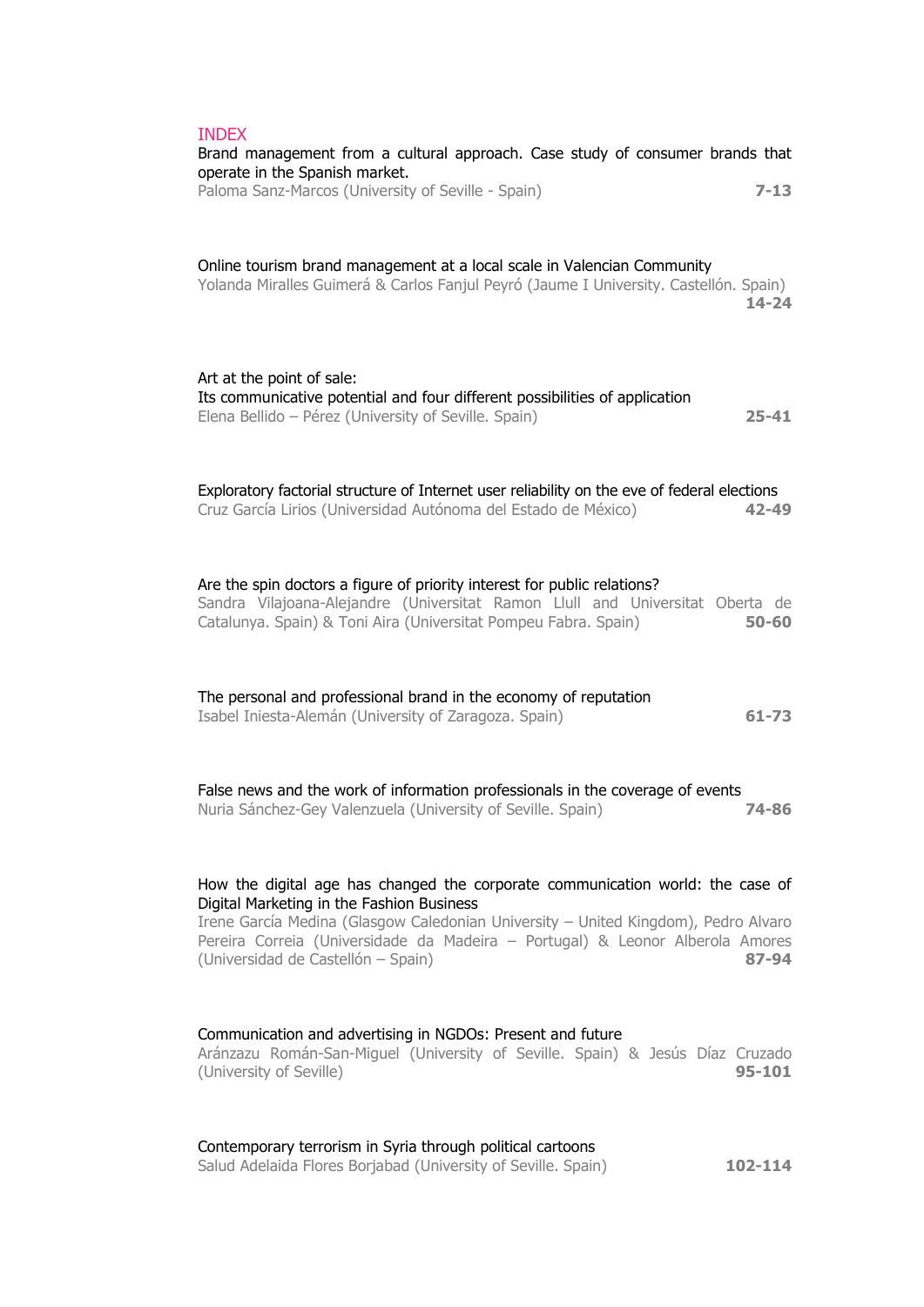# INDEX

Brand management from a cultural approach. Case study of consumer brands that operate in the Spanish market.
Paloma Sanz-Marcos (University of Seville - Spain) **7-13**

Online tourism brand management at a local scale in Valencian Community
Yolanda Miralles Guimerá & Carlos Fanjul Peyró (Jaume I University. Castellón. Spain) **14-24**

Art at the point of sale:
Its communicative potential and four different possibilities of application
Elena Bellido – Pérez (University of Seville. Spain) **25-41**

Exploratory factorial structure of Internet user reliability on the eve of federal elections
Cruz García Lirios (Universidad Autónoma del Estado de México) **42-49**

Are the spin doctors a figure of priority interest for public relations?
Sandra Vilajoana-Alejandre (Universitat Ramon Llull and Universitat Oberta de Catalunya. Spain) & Toni Aira (Universitat Pompeu Fabra. Spain) **50-60**

The personal and professional brand in the economy of reputation
Isabel Iniesta-Alemán (University of Zaragoza. Spain) **61-73**

False news and the work of information professionals in the coverage of events
Nuria Sánchez-Gey Valenzuela (University of Seville. Spain) **74-86**

How the digital age has changed the corporate communication world: the case of Digital Marketing in the Fashion Business
Irene García Medina (Glasgow Caledonian University – United Kingdom), Pedro Alvaro Pereira Correia (Universidade da Madeira – Portugal) & Leonor Alberola Amores (Universidad de Castellón – Spain) **87-94**

Communication and advertising in NGDOs: Present and future
Aránzazu Román-San-Miguel (University of Seville. Spain) & Jesús Díaz Cruzado (University of Seville) **95-101**

Contemporary terrorism in Syria through political cartoons
Salud Adelaida Flores Borjabad (University of Seville. Spain) **102-114**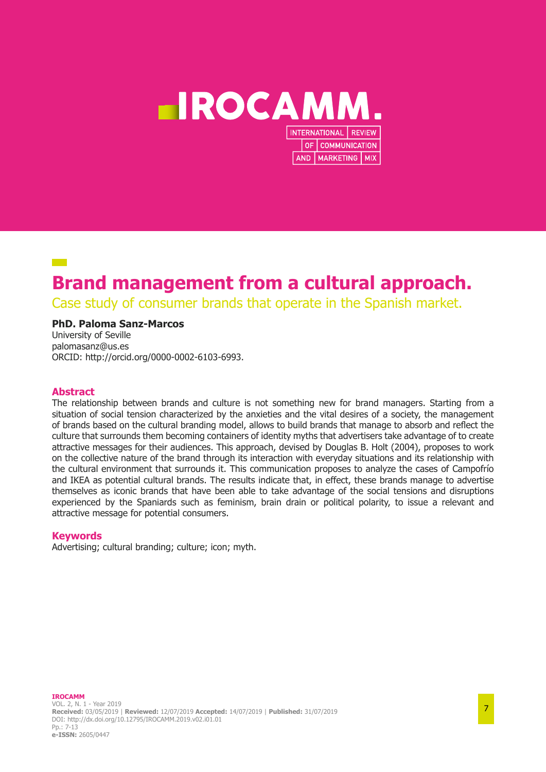# Brand management from a cultural approach.

## Case study of consumer brands that operate in the Spanish market.

**PhD. Paloma Sanz-Marcos**
University of Seville
palomasanz@us.es
ORCID: http://orcid.org/0000-0002-6103-6993.

### Abstract

The relationship between brands and culture is not something new for brand managers. Starting from a situation of social tension characterized by the anxieties and the vital desires of a society, the management of brands based on the cultural branding model, allows to build brands that manage to absorb and reflect the culture that surrounds them becoming containers of identity myths that advertisers take advantage of to create attractive messages for their audiences. This approach, devised by Douglas B. Holt (2004), proposes to work on the collective nature of the brand through its interaction with everyday situations and its relationship with the cultural environment that surrounds it. This communication proposes to analyze the cases of Campofrío and IKEA as potential cultural brands. The results indicate that, in effect, these brands manage to advertise themselves as iconic brands that have been able to take advantage of the social tensions and disruptions experienced by the Spaniards such as feminism, brain drain or political polarity, to issue a relevant and attractive message for potential consumers.

### Keywords

Advertising; cultural branding; culture; icon; myth.

**Received:** 03/05/2019 | **Reviewed:** 12/07/2019 **Accepted:** 14/07/2019 | **Published:** 31/07/2019
DOI: http://dx.doi.org/10.12795/IROCAMM.2019.v02.i01.01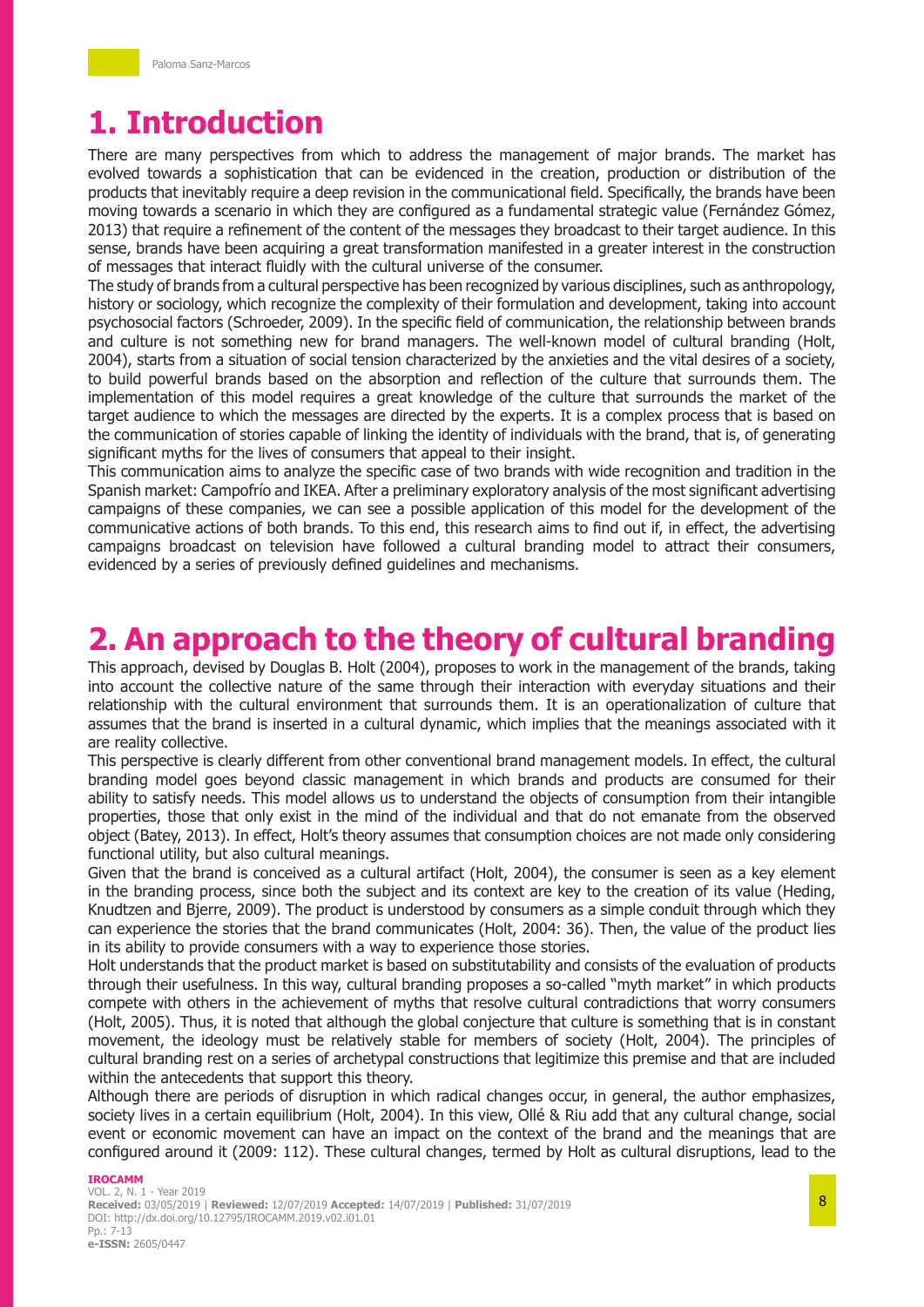# 1. Introduction

There are many perspectives from which to address the management of major brands. The market has evolved towards a sophistication that can be evidenced in the creation, production or distribution of the products that inevitably require a deep revision in the communicational field. Specifically, the brands have been moving towards a scenario in which they are configured as a fundamental strategic value (Fernández Gómez, 2013) that require a refinement of the content of the messages they broadcast to their target audience. In this sense, brands have been acquiring a great transformation manifested in a greater interest in the construction of messages that interact fluidly with the cultural universe of the consumer.

The study of brands from a cultural perspective has been recognized by various disciplines, such as anthropology, history or sociology, which recognize the complexity of their formulation and development, taking into account psychosocial factors (Schroeder, 2009). In the specific field of communication, the relationship between brands and culture is not something new for brand managers. The well-known model of cultural branding (Holt, 2004), starts from a situation of social tension characterized by the anxieties and the vital desires of a society, to build powerful brands based on the absorption and reflection of the culture that surrounds them. The implementation of this model requires a great knowledge of the culture that surrounds the market of the target audience to which the messages are directed by the experts. It is a complex process that is based on the communication of stories capable of linking the identity of individuals with the brand, that is, of generating significant myths for the lives of consumers that appeal to their insight.

This communication aims to analyze the specific case of two brands with wide recognition and tradition in the Spanish market: Campofrío and IKEA. After a preliminary exploratory analysis of the most significant advertising campaigns of these companies, we can see a possible application of this model for the development of the communicative actions of both brands. To this end, this research aims to find out if, in effect, the advertising campaigns broadcast on television have followed a cultural branding model to attract their consumers, evidenced by a series of previously defined guidelines and mechanisms.

# 2. An approach to the theory of cultural branding

This approach, devised by Douglas B. Holt (2004), proposes to work in the management of the brands, taking into account the collective nature of the same through their interaction with everyday situations and their relationship with the cultural environment that surrounds them. It is an operationalization of culture that assumes that the brand is inserted in a cultural dynamic, which implies that the meanings associated with it are reality collective.

This perspective is clearly different from other conventional brand management models. In effect, the cultural branding model goes beyond classic management in which brands and products are consumed for their ability to satisfy needs. This model allows us to understand the objects of consumption from their intangible properties, those that only exist in the mind of the individual and that do not emanate from the observed object (Batey, 2013). In effect, Holt's theory assumes that consumption choices are not made only considering functional utility, but also cultural meanings.

Given that the brand is conceived as a cultural artifact (Holt, 2004), the consumer is seen as a key element in the branding process, since both the subject and its context are key to the creation of its value (Heding, Knudtzen and Bjerre, 2009). The product is understood by consumers as a simple conduit through which they can experience the stories that the brand communicates (Holt, 2004: 36). Then, the value of the product lies in its ability to provide consumers with a way to experience those stories.

Holt understands that the product market is based on substitutability and consists of the evaluation of products through their usefulness. In this way, cultural branding proposes a so-called "myth market" in which products compete with others in the achievement of myths that resolve cultural contradictions that worry consumers (Holt, 2005). Thus, it is noted that although the global conjecture that culture is something that is in constant movement, the ideology must be relatively stable for members of society (Holt, 2004). The principles of cultural branding rest on a series of archetypal constructions that legitimize this premise and that are included within the antecedents that support this theory.

Although there are periods of disruption in which radical changes occur, in general, the author emphasizes, society lives in a certain equilibrium (Holt, 2004). In this view, Ollé & Riu add that any cultural change, social event or economic movement can have an impact on the context of the brand and the meanings that are configured around it (2009: 112). These cultural changes, termed by Holt as cultural disruptions, lead to the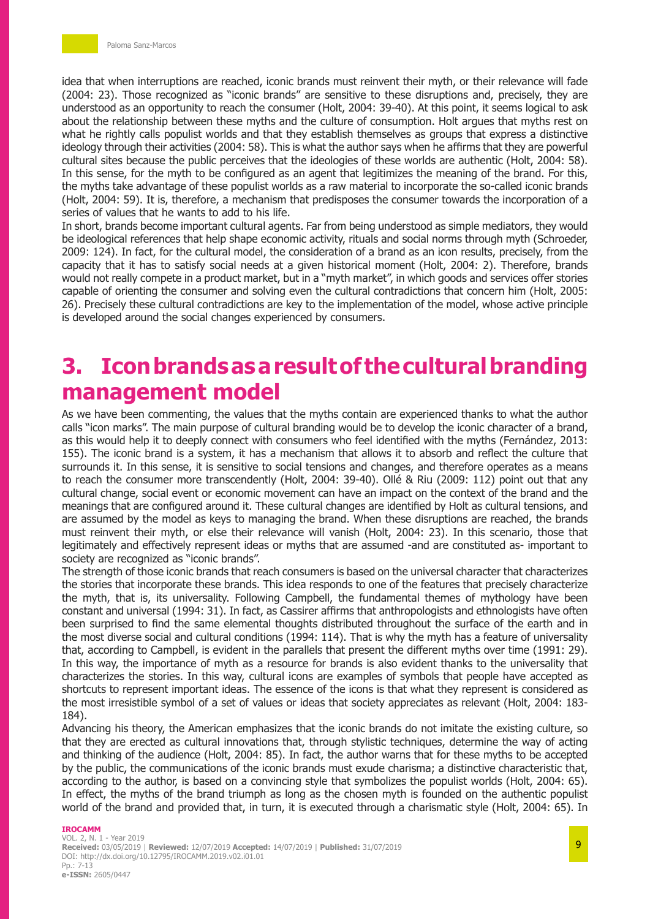idea that when interruptions are reached, iconic brands must reinvent their myth, or their relevance will fade (2004: 23). Those recognized as "iconic brands" are sensitive to these disruptions and, precisely, they are understood as an opportunity to reach the consumer (Holt, 2004: 39-40). At this point, it seems logical to ask about the relationship between these myths and the culture of consumption. Holt argues that myths rest on what he rightly calls populist worlds and that they establish themselves as groups that express a distinctive ideology through their activities (2004: 58). This is what the author says when he affirms that they are powerful cultural sites because the public perceives that the ideologies of these worlds are authentic (Holt, 2004: 58). In this sense, for the myth to be configured as an agent that legitimizes the meaning of the brand. For this, the myths take advantage of these populist worlds as a raw material to incorporate the so-called iconic brands (Holt, 2004: 59). It is, therefore, a mechanism that predisposes the consumer towards the incorporation of a series of values that he wants to add to his life.

In short, brands become important cultural agents. Far from being understood as simple mediators, they would be ideological references that help shape economic activity, rituals and social norms through myth (Schroeder, 2009: 124). In fact, for the cultural model, the consideration of a brand as an icon results, precisely, from the capacity that it has to satisfy social needs at a given historical moment (Holt, 2004: 2). Therefore, brands would not really compete in a product market, but in a "myth market", in which goods and services offer stories capable of orienting the consumer and solving even the cultural contradictions that concern him (Holt, 2005: 26). Precisely these cultural contradictions are key to the implementation of the model, whose active principle is developed around the social changes experienced by consumers.

# 3. Icon brands as a result of the cultural branding management model

As we have been commenting, the values that the myths contain are experienced thanks to what the author calls "icon marks". The main purpose of cultural branding would be to develop the iconic character of a brand, as this would help it to deeply connect with consumers who feel identified with the myths (Fernández, 2013: 155). The iconic brand is a system, it has a mechanism that allows it to absorb and reflect the culture that surrounds it. In this sense, it is sensitive to social tensions and changes, and therefore operates as a means to reach the consumer more transcendently (Holt, 2004: 39-40). Ollé & Riu (2009: 112) point out that any cultural change, social event or economic movement can have an impact on the context of the brand and the meanings that are configured around it. These cultural changes are identified by Holt as cultural tensions, and are assumed by the model as keys to managing the brand. When these disruptions are reached, the brands must reinvent their myth, or else their relevance will vanish (Holt, 2004: 23). In this scenario, those that legitimately and effectively represent ideas or myths that are assumed -and are constituted as- important to society are recognized as "iconic brands".

The strength of those iconic brands that reach consumers is based on the universal character that characterizes the stories that incorporate these brands. This idea responds to one of the features that precisely characterize the myth, that is, its universality. Following Campbell, the fundamental themes of mythology have been constant and universal (1994: 31). In fact, as Cassirer affirms that anthropologists and ethnologists have often been surprised to find the same elemental thoughts distributed throughout the surface of the earth and in the most diverse social and cultural conditions (1994: 114). That is why the myth has a feature of universality that, according to Campbell, is evident in the parallels that present the different myths over time (1991: 29). In this way, the importance of myth as a resource for brands is also evident thanks to the universality that characterizes the stories. In this way, cultural icons are examples of symbols that people have accepted as shortcuts to represent important ideas. The essence of the icons is that what they represent is considered as the most irresistible symbol of a set of values or ideas that society appreciates as relevant (Holt, 2004: 183-184).

Advancing his theory, the American emphasizes that the iconic brands do not imitate the existing culture, so that they are erected as cultural innovations that, through stylistic techniques, determine the way of acting and thinking of the audience (Holt, 2004: 85). In fact, the author warns that for these myths to be accepted by the public, the communications of the iconic brands must exude charisma; a distinctive characteristic that, according to the author, is based on a convincing style that symbolizes the populist worlds (Holt, 2004: 65). In effect, the myths of the brand triumph as long as the chosen myth is founded on the authentic populist world of the brand and provided that, in turn, it is executed through a charismatic style (Holt, 2004: 65). In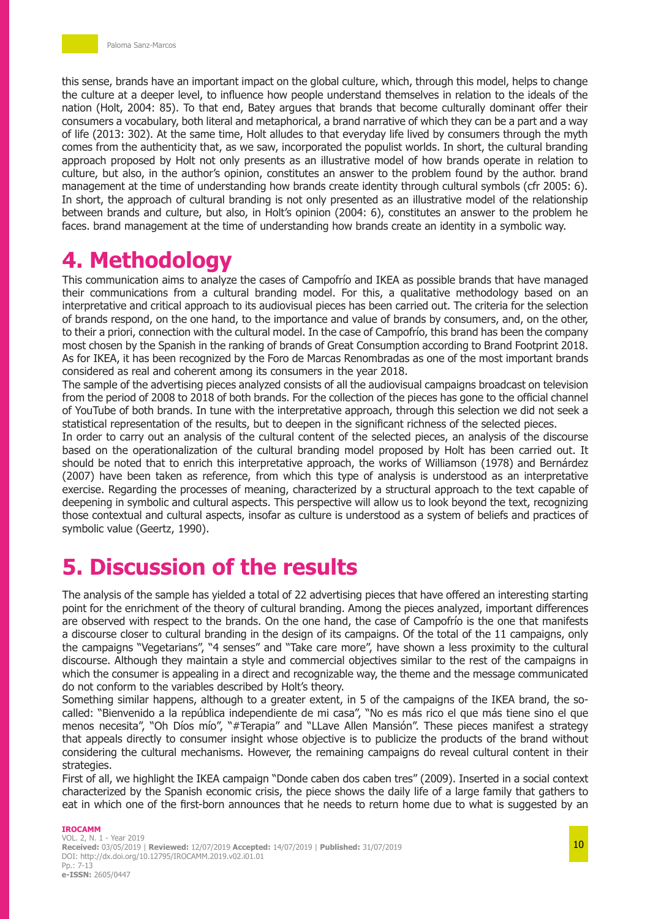this sense, brands have an important impact on the global culture, which, through this model, helps to change the culture at a deeper level, to influence how people understand themselves in relation to the ideals of the nation (Holt, 2004: 85). To that end, Batey argues that brands that become culturally dominant offer their consumers a vocabulary, both literal and metaphorical, a brand narrative of which they can be a part and a way of life (2013: 302). At the same time, Holt alludes to that everyday life lived by consumers through the myth comes from the authenticity that, as we saw, incorporated the populist worlds. In short, the cultural branding approach proposed by Holt not only presents as an illustrative model of how brands operate in relation to culture, but also, in the author's opinion, constitutes an answer to the problem found by the author. brand management at the time of understanding how brands create identity through cultural symbols (cfr 2005: 6). In short, the approach of cultural branding is not only presented as an illustrative model of the relationship between brands and culture, but also, in Holt's opinion (2004: 6), constitutes an answer to the problem he faces. brand management at the time of understanding how brands create an identity in a symbolic way.

# 4. Methodology

This communication aims to analyze the cases of Campofrío and IKEA as possible brands that have managed their communications from a cultural branding model. For this, a qualitative methodology based on an interpretative and critical approach to its audiovisual pieces has been carried out. The criteria for the selection of brands respond, on the one hand, to the importance and value of brands by consumers, and, on the other, to their a priori, connection with the cultural model. In the case of Campofrío, this brand has been the company most chosen by the Spanish in the ranking of brands of Great Consumption according to Brand Footprint 2018. As for IKEA, it has been recognized by the Foro de Marcas Renombradas as one of the most important brands considered as real and coherent among its consumers in the year 2018.

The sample of the advertising pieces analyzed consists of all the audiovisual campaigns broadcast on television from the period of 2008 to 2018 of both brands. For the collection of the pieces has gone to the official channel of YouTube of both brands. In tune with the interpretative approach, through this selection we did not seek a statistical representation of the results, but to deepen in the significant richness of the selected pieces.

In order to carry out an analysis of the cultural content of the selected pieces, an analysis of the discourse based on the operationalization of the cultural branding model proposed by Holt has been carried out. It should be noted that to enrich this interpretative approach, the works of Williamson (1978) and Bernárdez (2007) have been taken as reference, from which this type of analysis is understood as an interpretative exercise. Regarding the processes of meaning, characterized by a structural approach to the text capable of deepening in symbolic and cultural aspects. This perspective will allow us to look beyond the text, recognizing those contextual and cultural aspects, insofar as culture is understood as a system of beliefs and practices of symbolic value (Geertz, 1990).

# 5. Discussion of the results

The analysis of the sample has yielded a total of 22 advertising pieces that have offered an interesting starting point for the enrichment of the theory of cultural branding. Among the pieces analyzed, important differences are observed with respect to the brands. On the one hand, the case of Campofrío is the one that manifests a discourse closer to cultural branding in the design of its campaigns. Of the total of the 11 campaigns, only the campaigns "Vegetarians", "4 senses" and "Take care more", have shown a less proximity to the cultural discourse. Although they maintain a style and commercial objectives similar to the rest of the campaigns in which the consumer is appealing in a direct and recognizable way, the theme and the message communicated do not conform to the variables described by Holt's theory.

Something similar happens, although to a greater extent, in 5 of the campaigns of the IKEA brand, the so-called: "Bienvenido a la república independiente de mi casa", "No es más rico el que más tiene sino el que menos necesita", "Oh Díos mío", "#Terapia" and "LLave Allen Mansión". These pieces manifest a strategy that appeals directly to consumer insight whose objective is to publicize the products of the brand without considering the cultural mechanisms. However, the remaining campaigns do reveal cultural content in their strategies.

First of all, we highlight the IKEA campaign "Donde caben dos caben tres" (2009). Inserted in a social context characterized by the Spanish economic crisis, the piece shows the daily life of a large family that gathers to eat in which one of the first-born announces that he needs to return home due to what is suggested by an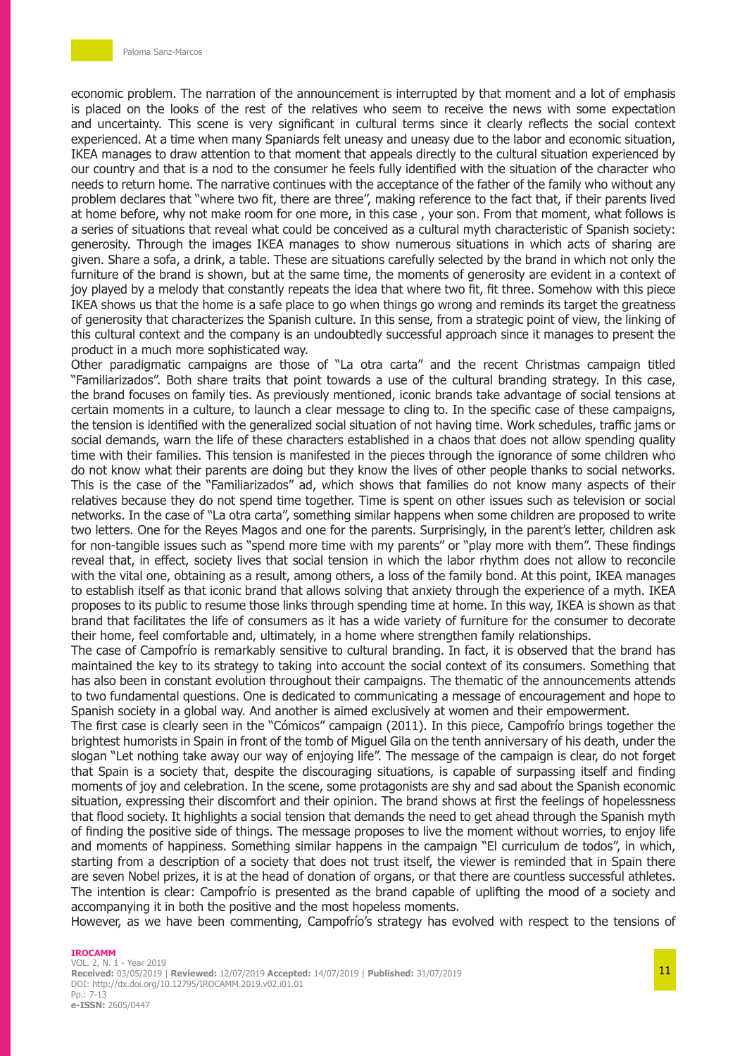economic problem. The narration of the announcement is interrupted by that moment and a lot of emphasis is placed on the looks of the rest of the relatives who seem to receive the news with some expectation and uncertainty. This scene is very significant in cultural terms since it clearly reflects the social context experienced. At a time when many Spaniards felt uneasy and uneasy due to the labor and economic situation, IKEA manages to draw attention to that moment that appeals directly to the cultural situation experienced by our country and that is a nod to the consumer he feels fully identified with the situation of the character who needs to return home. The narrative continues with the acceptance of the father of the family who without any problem declares that "where two fit, there are three", making reference to the fact that, if their parents lived at home before, why not make room for one more, in this case , your son. From that moment, what follows is a series of situations that reveal what could be conceived as a cultural myth characteristic of Spanish society: generosity. Through the images IKEA manages to show numerous situations in which acts of sharing are given. Share a sofa, a drink, a table. These are situations carefully selected by the brand in which not only the furniture of the brand is shown, but at the same time, the moments of generosity are evident in a context of joy played by a melody that constantly repeats the idea that where two fit, fit three. Somehow with this piece IKEA shows us that the home is a safe place to go when things go wrong and reminds its target the greatness of generosity that characterizes the Spanish culture. In this sense, from a strategic point of view, the linking of this cultural context and the company is an undoubtedly successful approach since it manages to present the product in a much more sophisticated way.

Other paradigmatic campaigns are those of "La otra carta" and the recent Christmas campaign titled "Familiarizados". Both share traits that point towards a use of the cultural branding strategy. In this case, the brand focuses on family ties. As previously mentioned, iconic brands take advantage of social tensions at certain moments in a culture, to launch a clear message to cling to. In the specific case of these campaigns, the tension is identified with the generalized social situation of not having time. Work schedules, traffic jams or social demands, warn the life of these characters established in a chaos that does not allow spending quality time with their families. This tension is manifested in the pieces through the ignorance of some children who do not know what their parents are doing but they know the lives of other people thanks to social networks. This is the case of the "Familiarizados" ad, which shows that families do not know many aspects of their relatives because they do not spend time together. Time is spent on other issues such as television or social networks. In the case of "La otra carta", something similar happens when some children are proposed to write two letters. One for the Reyes Magos and one for the parents. Surprisingly, in the parent's letter, children ask for non-tangible issues such as "spend more time with my parents" or "play more with them". These findings reveal that, in effect, society lives that social tension in which the labor rhythm does not allow to reconcile with the vital one, obtaining as a result, among others, a loss of the family bond. At this point, IKEA manages to establish itself as that iconic brand that allows solving that anxiety through the experience of a myth. IKEA proposes to its public to resume those links through spending time at home. In this way, IKEA is shown as that brand that facilitates the life of consumers as it has a wide variety of furniture for the consumer to decorate their home, feel comfortable and, ultimately, in a home where strengthen family relationships.

The case of Campofrío is remarkably sensitive to cultural branding. In fact, it is observed that the brand has maintained the key to its strategy to taking into account the social context of its consumers. Something that has also been in constant evolution throughout their campaigns. The thematic of the announcements attends to two fundamental questions. One is dedicated to communicating a message of encouragement and hope to Spanish society in a global way. And another is aimed exclusively at women and their empowerment.

The first case is clearly seen in the "Cómicos" campaign (2011). In this piece, Campofrío brings together the brightest humorists in Spain in front of the tomb of Miguel Gila on the tenth anniversary of his death, under the slogan "Let nothing take away our way of enjoying life". The message of the campaign is clear, do not forget that Spain is a society that, despite the discouraging situations, is capable of surpassing itself and finding moments of joy and celebration. In the scene, some protagonists are shy and sad about the Spanish economic situation, expressing their discomfort and their opinion. The brand shows at first the feelings of hopelessness that flood society. It highlights a social tension that demands the need to get ahead through the Spanish myth of finding the positive side of things. The message proposes to live the moment without worries, to enjoy life and moments of happiness. Something similar happens in the campaign "El curriculum de todos", in which, starting from a description of a society that does not trust itself, the viewer is reminded that in Spain there are seven Nobel prizes, it is at the head of donation of organs, or that there are countless successful athletes. The intention is clear: Campofrío is presented as the brand capable of uplifting the mood of a society and accompanying it in both the positive and the most hopeless moments.

However, as we have been commenting, Campofrío's strategy has evolved with respect to the tensions of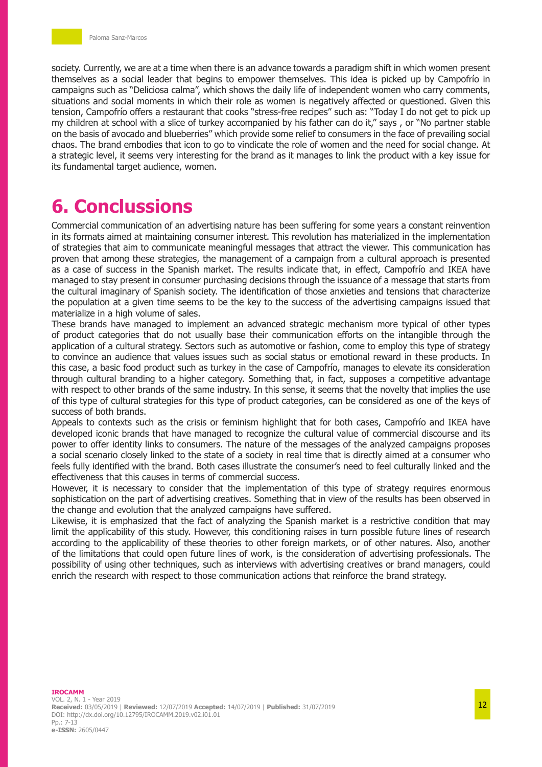society. Currently, we are at a time when there is an advance towards a paradigm shift in which women present themselves as a social leader that begins to empower themselves. This idea is picked up by Campofrío in campaigns such as "Deliciosa calma", which shows the daily life of independent women who carry comments, situations and social moments in which their role as women is negatively affected or questioned. Given this tension, Campofrío offers a restaurant that cooks "stress-free recipes" such as: "Today I do not get to pick up my children at school with a slice of turkey accompanied by his father can do it," says , or "No partner stable on the basis of avocado and blueberries" which provide some relief to consumers in the face of prevailing social chaos. The brand embodies that icon to go to vindicate the role of women and the need for social change. At a strategic level, it seems very interesting for the brand as it manages to link the product with a key issue for its fundamental target audience, women.

# 6. Conclussions

Commercial communication of an advertising nature has been suffering for some years a constant reinvention in its formats aimed at maintaining consumer interest. This revolution has materialized in the implementation of strategies that aim to communicate meaningful messages that attract the viewer. This communication has proven that among these strategies, the management of a campaign from a cultural approach is presented as a case of success in the Spanish market. The results indicate that, in effect, Campofrío and IKEA have managed to stay present in consumer purchasing decisions through the issuance of a message that starts from the cultural imaginary of Spanish society. The identification of those anxieties and tensions that characterize the population at a given time seems to be the key to the success of the advertising campaigns issued that materialize in a high volume of sales.

These brands have managed to implement an advanced strategic mechanism more typical of other types of product categories that do not usually base their communication efforts on the intangible through the application of a cultural strategy. Sectors such as automotive or fashion, come to employ this type of strategy to convince an audience that values issues such as social status or emotional reward in these products. In this case, a basic food product such as turkey in the case of Campofrío, manages to elevate its consideration through cultural branding to a higher category. Something that, in fact, supposes a competitive advantage with respect to other brands of the same industry. In this sense, it seems that the novelty that implies the use of this type of cultural strategies for this type of product categories, can be considered as one of the keys of success of both brands.

Appeals to contexts such as the crisis or feminism highlight that for both cases, Campofrío and IKEA have developed iconic brands that have managed to recognize the cultural value of commercial discourse and its power to offer identity links to consumers. The nature of the messages of the analyzed campaigns proposes a social scenario closely linked to the state of a society in real time that is directly aimed at a consumer who feels fully identified with the brand. Both cases illustrate the consumer's need to feel culturally linked and the effectiveness that this causes in terms of commercial success.

However, it is necessary to consider that the implementation of this type of strategy requires enormous sophistication on the part of advertising creatives. Something that in view of the results has been observed in the change and evolution that the analyzed campaigns have suffered.

Likewise, it is emphasized that the fact of analyzing the Spanish market is a restrictive condition that may limit the applicability of this study. However, this conditioning raises in turn possible future lines of research according to the applicability of these theories to other foreign markets, or of other natures. Also, another of the limitations that could open future lines of work, is the consideration of advertising professionals. The possibility of using other techniques, such as interviews with advertising creatives or brand managers, could enrich the research with respect to those communication actions that reinforce the brand strategy.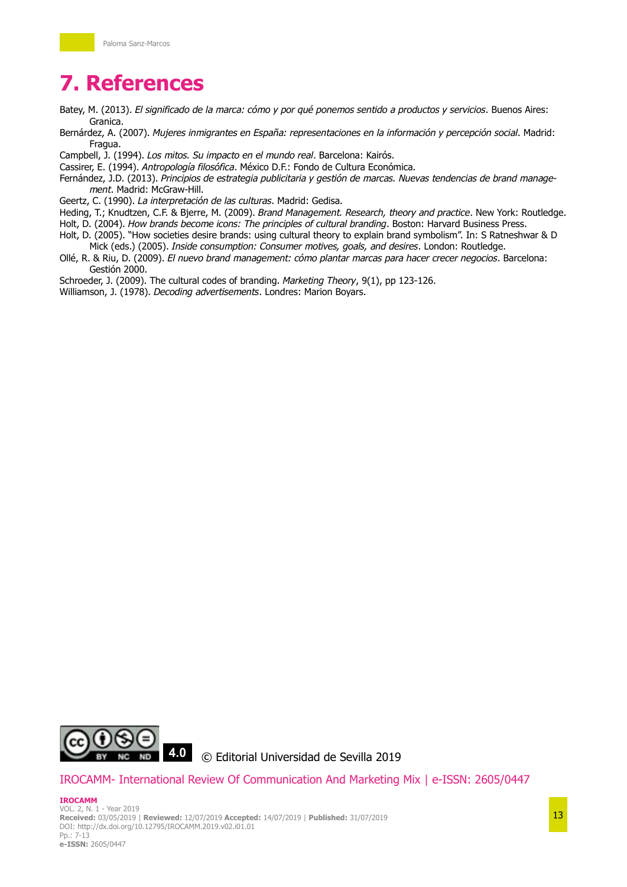# 7. References

Batey, M. (2013). *El significado de la marca: cómo y por qué ponemos sentido a productos y servicios*. Buenos Aires: Granica.

Bernárdez, A. (2007). *Mujeres inmigrantes en España: representaciones en la información y percepción social*. Madrid: Fragua.

Campbell, J. (1994). *Los mitos. Su impacto en el mundo real*. Barcelona: Kairós.

Cassirer, E. (1994). *Antropología filosófica*. México D.F.: Fondo de Cultura Económica.

Fernández, J.D. (2013). *Principios de estrategia publicitaria y gestión de marcas. Nuevas tendencias de brand management*. Madrid: McGraw-Hill.

Geertz, C. (1990). *La interpretación de las culturas*. Madrid: Gedisa.

Heding, T.; Knudtzen, C.F. & Bjerre, M. (2009). *Brand Management. Research, theory and practice*. New York: Routledge.

Holt, D. (2004). *How brands become icons: The principles of cultural branding*. Boston: Harvard Business Press.

Holt, D. (2005). "How societies desire brands: using cultural theory to explain brand symbolism". In: S Ratneshwar & D Mick (eds.) (2005). *Inside consumption: Consumer motives, goals, and desires*. London: Routledge.

Ollé, R. & Riu, D. (2009). *El nuevo brand management: cómo plantar marcas para hacer crecer negocios*. Barcelona: Gestión 2000.

Schroeder, J. (2009). The cultural codes of branding. *Marketing Theory*, 9(1), pp 123-126.

Williamson, J. (1978). *Decoding advertisements*. Londres: Marion Boyars.

© Editorial Universidad de Sevilla 2019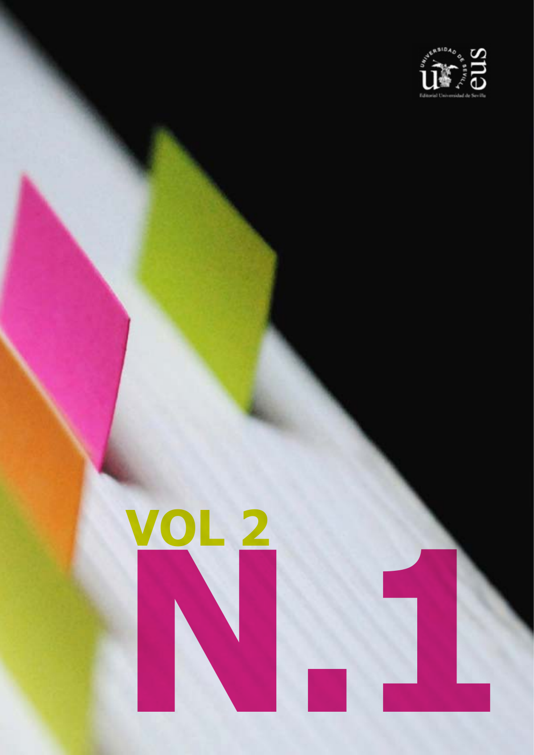Editorial Universidad de Sevilla

VOL 2

N.1